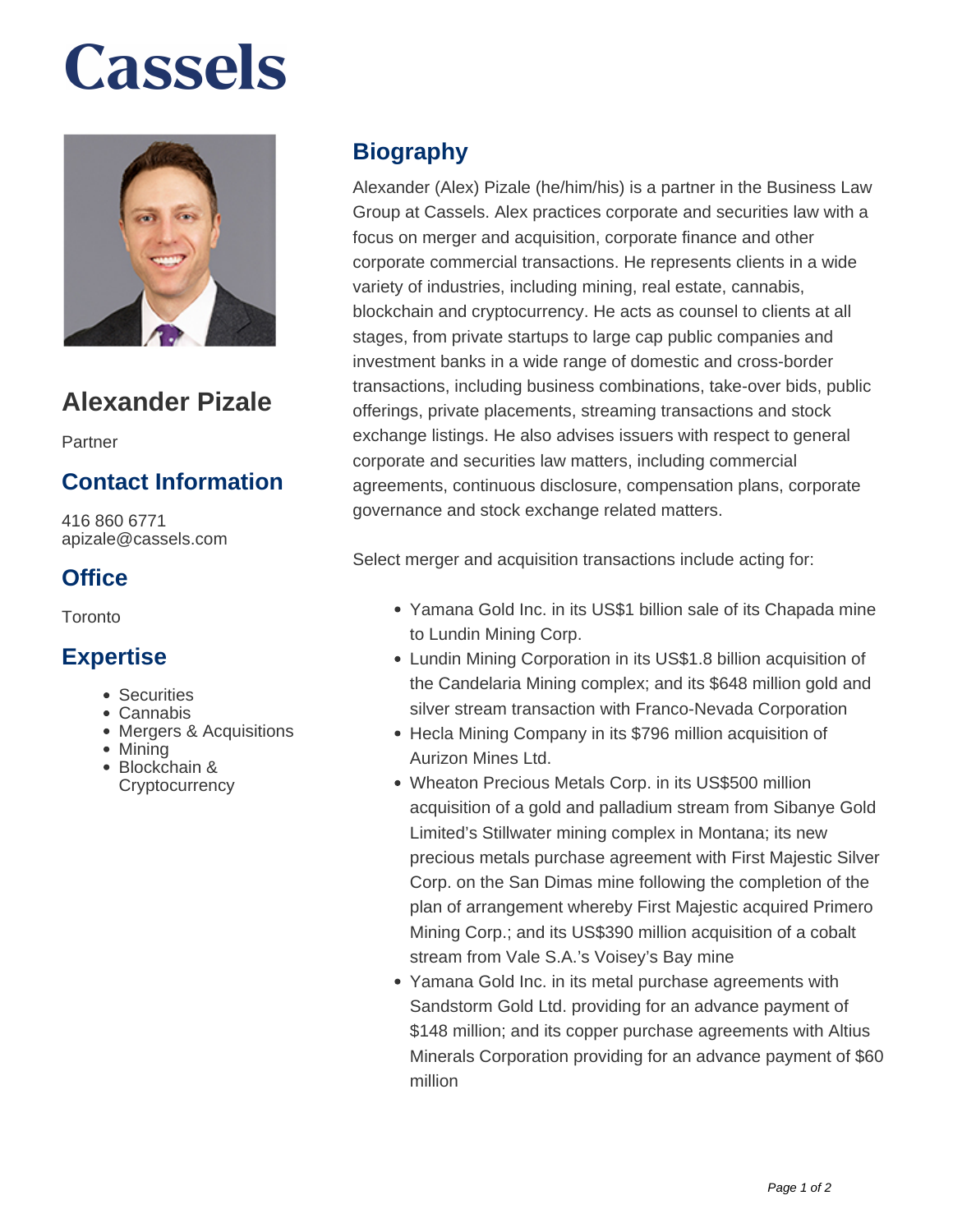# Cassels

## Alexander Pizale

Partner

### Contact Information

416 860 6771
apizale@cassels.com

### Office

Toronto

### Expertise

- Securities
- Cannabis
- Mergers & Acquisitions
- Mining
- Blockchain & Cryptocurrency

## Biography

Alexander (Alex) Pizale (he/him/his) is a partner in the Business Law Group at Cassels. Alex practices corporate and securities law with a focus on merger and acquisition, corporate finance and other corporate commercial transactions. He represents clients in a wide variety of industries, including mining, real estate, cannabis, blockchain and cryptocurrency. He acts as counsel to clients at all stages, from private startups to large cap public companies and investment banks in a wide range of domestic and cross-border transactions, including business combinations, take-over bids, public offerings, private placements, streaming transactions and stock exchange listings. He also advises issuers with respect to general corporate and securities law matters, including commercial agreements, continuous disclosure, compensation plans, corporate governance and stock exchange related matters.

Select merger and acquisition transactions include acting for:

- Yamana Gold Inc. in its US$1 billion sale of its Chapada mine to Lundin Mining Corp.
- Lundin Mining Corporation in its US$1.8 billion acquisition of the Candelaria Mining complex; and its $648 million gold and silver stream transaction with Franco-Nevada Corporation
- Hecla Mining Company in its $796 million acquisition of Aurizon Mines Ltd.
- Wheaton Precious Metals Corp. in its US$500 million acquisition of a gold and palladium stream from Sibanye Gold Limited's Stillwater mining complex in Montana; its new precious metals purchase agreement with First Majestic Silver Corp. on the San Dimas mine following the completion of the plan of arrangement whereby First Majestic acquired Primero Mining Corp.; and its US$390 million acquisition of a cobalt stream from Vale S.A.'s Voisey's Bay mine
- Yamana Gold Inc. in its metal purchase agreements with Sandstorm Gold Ltd. providing for an advance payment of $148 million; and its copper purchase agreements with Altius Minerals Corporation providing for an advance payment of $60 million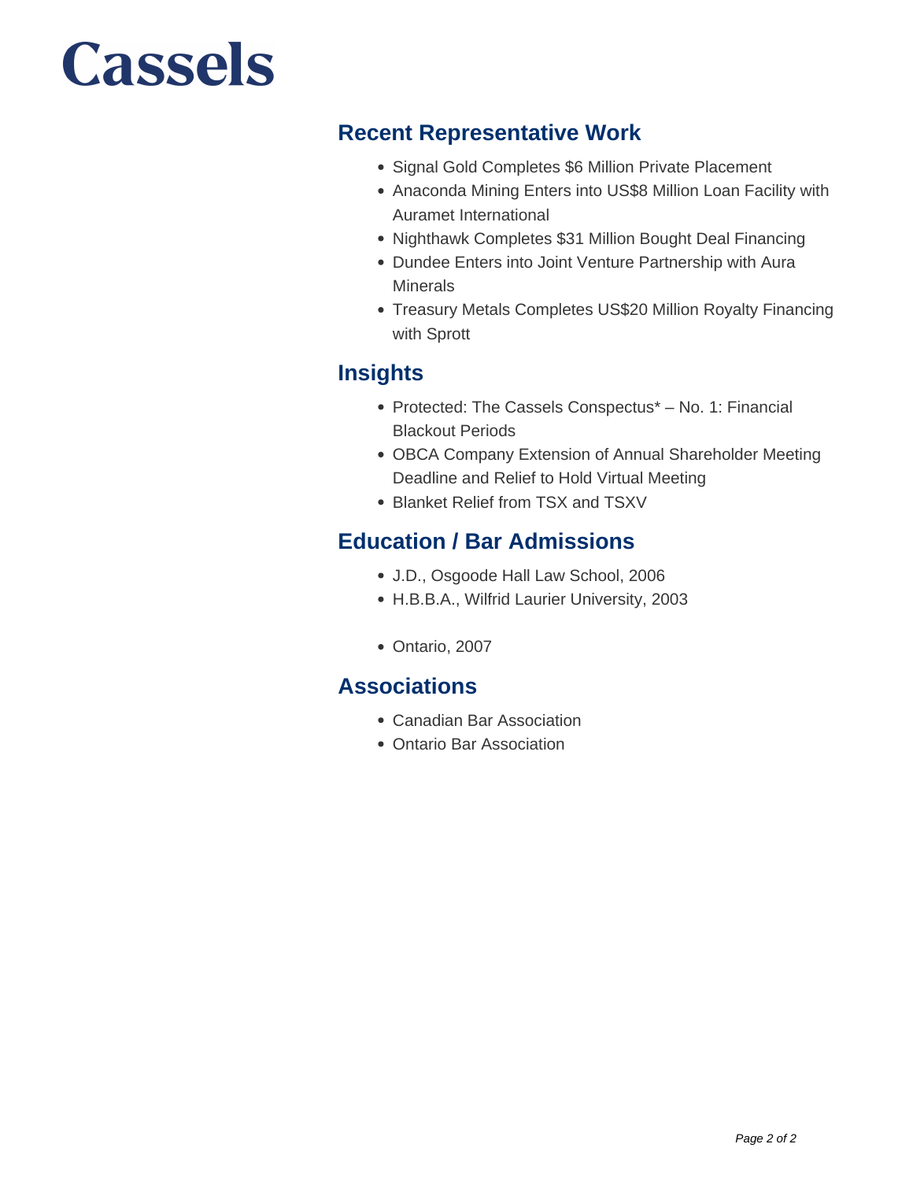## Recent Representative Work

- Signal Gold Completes $6 Million Private Placement
- Anaconda Mining Enters into US$8 Million Loan Facility with Auramet International
- Nighthawk Completes $31 Million Bought Deal Financing
- Dundee Enters into Joint Venture Partnership with Aura Minerals
- Treasury Metals Completes US$20 Million Royalty Financing with Sprott

## Insights

- Protected: The Cassels Conspectus* – No. 1: Financial Blackout Periods
- OBCA Company Extension of Annual Shareholder Meeting Deadline and Relief to Hold Virtual Meeting
- Blanket Relief from TSX and TSXV

## Education / Bar Admissions

- J.D., Osgoode Hall Law School, 2006
- H.B.B.A., Wilfrid Laurier University, 2003

- Ontario, 2007

## Associations

- Canadian Bar Association
- Ontario Bar Association